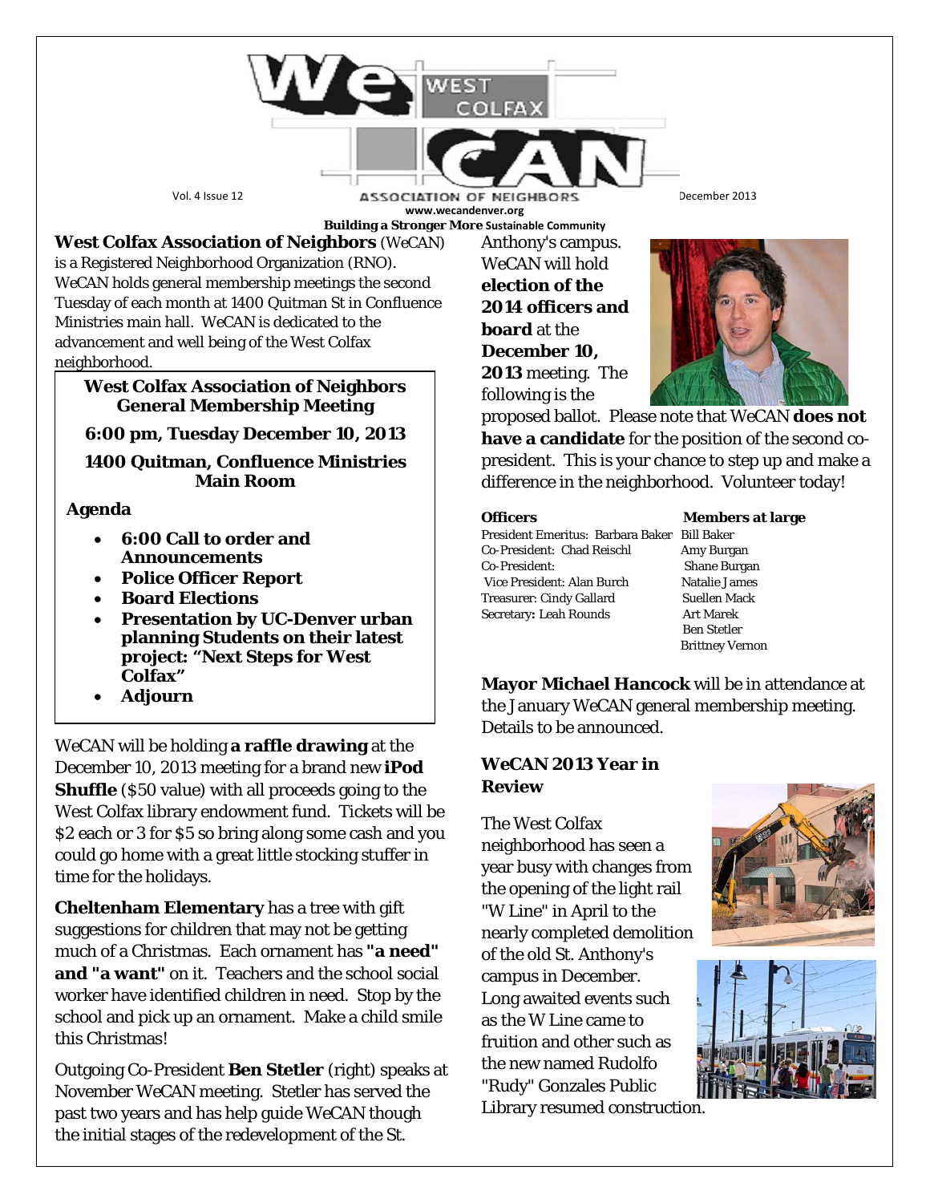# WeCAN West Colfax Association of Neighbors

Vol. 4 Issue 12 — December 2013

www.wecandenver.org

**Building a Stronger More Sustainable Community**

**West Colfax Association of Neighbors** (WeCAN) is a Registered Neighborhood Organization (RNO). WeCAN holds general membership meetings the second Tuesday of each month at 1400 Quitman St in Confluence Ministries main hall. WeCAN is dedicated to the advancement and well being of the West Colfax neighborhood.

> **West Colfax Association of Neighbors General Membership Meeting**
>
> **6:00 pm, Tuesday December 10, 2013**
>
> **1400 Quitman, Confluence Ministries Main Room**
>
> **Agenda**
>
> - **6:00 Call to order and Announcements**
> - **Police Officer Report**
> - **Board Elections**
> - **Presentation by UC-Denver urban planning Students on their latest project: "Next Steps for West Colfax"**
> - **Adjourn**

WeCAN will be holding **a raffle drawing** at the December 10, 2013 meeting for a brand new **iPod Shuffle** ($50 value) with all proceeds going to the West Colfax library endowment fund. Tickets will be $2 each or 3 for $5 so bring along some cash and you could go home with a great little stocking stuffer in time for the holidays.

**Cheltenham Elementary** has a tree with gift suggestions for children that may not be getting much of a Christmas. Each ornament has **"a need" and "a want"** on it. Teachers and the school social worker have identified children in need. Stop by the school and pick up an ornament. Make a child smile this Christmas!

Outgoing Co-President **Ben Stetler** (right) speaks at November WeCAN meeting. Stetler has served the past two years and has help guide WeCAN though the initial stages of the redevelopment of the St. Anthony's campus. WeCAN will hold **election of the 2014 officers and board** at the **December 10, 2013** meeting. The following is the proposed ballot. Please note that WeCAN **does not have a candidate** for the position of the second co-president. This is your chance to step up and make a difference in the neighborhood. Volunteer today!

| **Officers** | **Members at large** |
|---|---|
| President Emeritus: Barbara Baker | Bill Baker |
| Co-President: Chad Reischl | Amy Burgan |
| Co-President: | Shane Burgan |
| Vice President: Alan Burch | Natalie James |
| Treasurer: Cindy Gallard | Suellen Mack |
| Secretary: Leah Rounds | Art Marek |
| | Ben Stetler |
| | Brittney Vernon |

**Mayor Michael Hancock** will be in attendance at the January WeCAN general membership meeting. Details to be announced.

## WeCAN 2013 Year in Review

The West Colfax neighborhood has seen a year busy with changes from the opening of the light rail "W Line" in April to the nearly completed demolition of the old St. Anthony's campus in December. Long awaited events such as the W Line came to fruition and other such as the new named Rudolfo "Rudy" Gonzales Public Library resumed construction.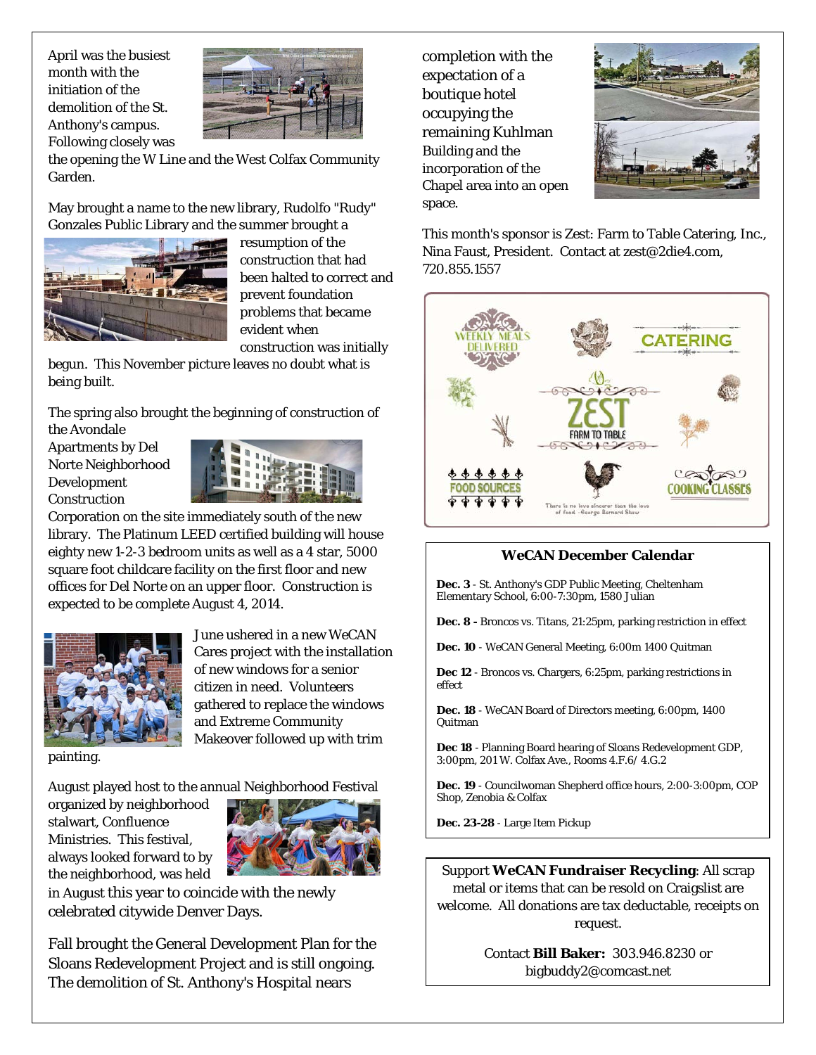April was the busiest month with the initiation of the demolition of the St. Anthony's campus. Following closely was the opening the W Line and the West Colfax Community Garden.

May brought a name to the new library, Rudolfo "Rudy" Gonzales Public Library and the summer brought a resumption of the construction that had been halted to correct and prevent foundation problems that became evident when construction was initially begun. This November picture leaves no doubt what is being built.

The spring also brought the beginning of construction of the Avondale Apartments by Del Norte Neighborhood Development Construction Corporation on the site immediately south of the new library. The Platinum LEED certified building will house eighty new 1-2-3 bedroom units as well as a 4 star, 5000 square foot childcare facility on the first floor and new offices for Del Norte on an upper floor. Construction is expected to be complete August 4, 2014.

June ushered in a new WeCAN Cares project with the installation of new windows for a senior citizen in need. Volunteers gathered to replace the windows and Extreme Community Makeover followed up with trim painting.

August played host to the annual Neighborhood Festival organized by neighborhood stalwart, Confluence Ministries. This festival, always looked forward to by the neighborhood, was held in August this year to coincide with the newly celebrated citywide Denver Days.

Fall brought the General Development Plan for the Sloans Redevelopment Project and is still ongoing. The demolition of St. Anthony's Hospital nears completion with the expectation of a boutique hotel occupying the remaining Kuhlman Building and the incorporation of the Chapel area into an open space.

This month's sponsor is Zest: Farm to Table Catering, Inc., Nina Faust, President. Contact at zest@2die4.com, 720.855.1557

**WeCAN December Calendar**

**Dec. 3** - St. Anthony's GDP Public Meeting, Cheltenham Elementary School, 6:00-7:30pm, 1580 Julian

**Dec. 8 -** Broncos vs. Titans, 21:25pm, parking restriction in effect

**Dec. 10** - WeCAN General Meeting, 6:00m 1400 Quitman

**Dec 12** - Broncos vs. Chargers, 6:25pm, parking restrictions in effect

**Dec. 18** - WeCAN Board of Directors meeting, 6:00pm, 1400 Quitman

**Dec 18** - Planning Board hearing of Sloans Redevelopment GDP, 3:00pm, 201 W. Colfax Ave., Rooms 4.F.6/ 4.G.2

**Dec. 19** - Councilwoman Shepherd office hours, 2:00-3:00pm, COP Shop, Zenobia & Colfax

**Dec. 23-28** - Large Item Pickup

Support **WeCAN Fundraiser Recycling**: All scrap metal or items that can be resold on Craigslist are welcome. All donations are tax deductable, receipts on request.

Contact **Bill Baker:** 303.946.8230 or bigbuddy2@comcast.net